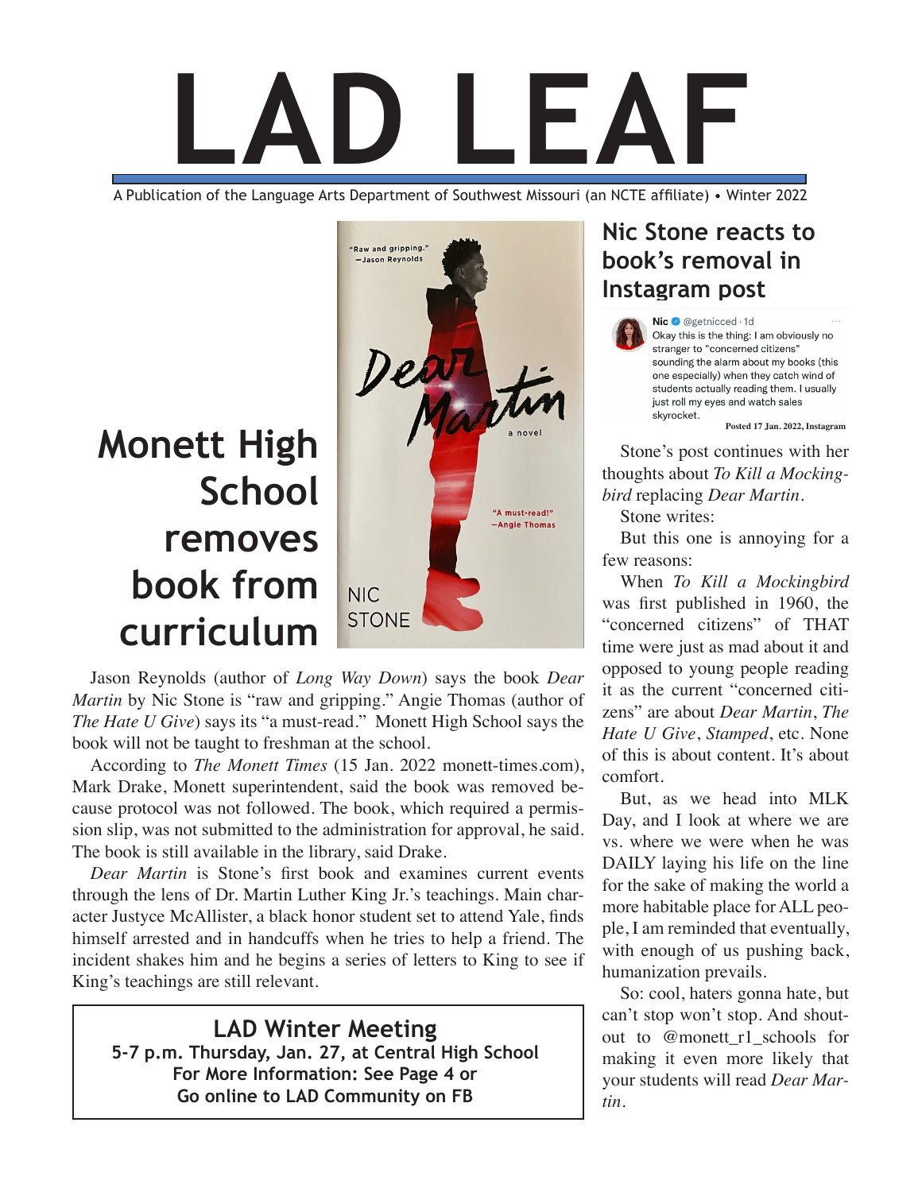# LAD LEAF

A Publication of the Language Arts Department of Southwest Missouri (an NCTE affiliate) • Winter 2022

## Monett High School removes book from curriculum

Jason Reynolds (author of *Long Way Down*) says the book *Dear Martin* by Nic Stone is "raw and gripping." Angie Thomas (author of *The Hate U Give*) says its "a must-read." Monett High School says the book will not be taught to freshman at the school.

According to *The Monett Times* (15 Jan. 2022 monett-times.com), Mark Drake, Monett superintendent, said the book was removed because protocol was not followed. The book, which required a permission slip, was not submitted to the administration for approval, he said. The book is still available in the library, said Drake.

*Dear Martin* is Stone's first book and examines current events through the lens of Dr. Martin Luther King Jr.'s teachings. Main character Justyce McAllister, a black honor student set to attend Yale, finds himself arrested and in handcuffs when he tries to help a friend. The incident shakes him and he begins a series of letters to King to see if King's teachings are still relevant.

---

**LAD Winter Meeting**
**5-7 p.m. Thursday, Jan. 27, at Central High School**
**For More Information: See Page 4 or**
**Go online to LAD Community on FB**

---

## Nic Stone reacts to book's removal in Instagram post

Nic @getnicced · 1d
Okay this is the thing: I am obviously no stranger to "concerned citizens" sounding the alarm about my books (this one especially) when they catch wind of students actually reading them. I usually just roll my eyes and watch sales skyrocket.

**Posted 17 Jan. 2022, Instagram**

Stone's post continues with her thoughts about *To Kill a Mockingbird* replacing *Dear Martin*.

Stone writes:

But this one is annoying for a few reasons:

When *To Kill a Mockingbird* was first published in 1960, the "concerned citizens" of THAT time were just as mad about it and opposed to young people reading it as the current "concerned citizens" are about *Dear Martin*, *The Hate U Give*, *Stamped*, etc. None of this is about content. It's about comfort.

But, as we head into MLK Day, and I look at where we are vs. where we were when he was DAILY laying his life on the line for the sake of making the world a more habitable place for ALL people, I am reminded that eventually, with enough of us pushing back, humanization prevails.

So: cool, haters gonna hate, but can't stop won't stop. And shoutout to @monett_r1_schools for making it even more likely that your students will read *Dear Martin*.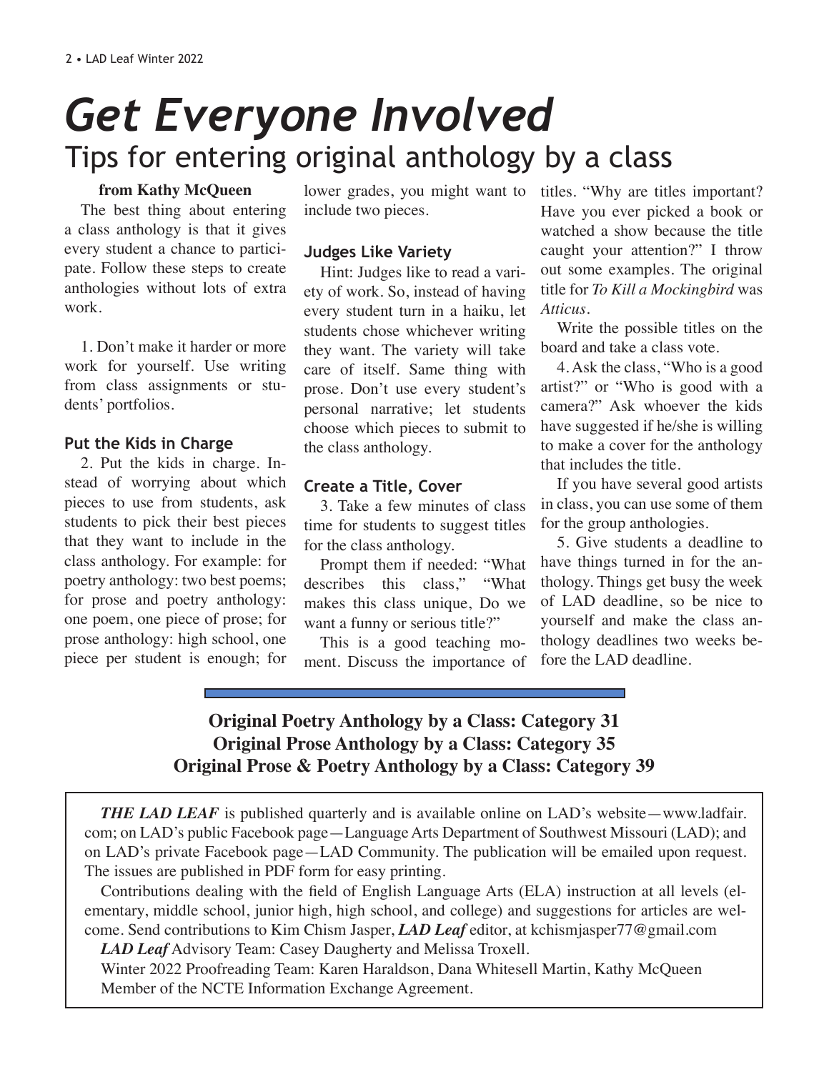# Get Everyone Involved

## Tips for entering original anthology by a class

**from Kathy McQueen**

The best thing about entering a class anthology is that it gives every student a chance to participate. Follow these steps to create anthologies without lots of extra work.

1. Don't make it harder or more work for yourself. Use writing from class assignments or students' portfolios.

### Put the Kids in Charge

2. Put the kids in charge. Instead of worrying about which pieces to use from students, ask students to pick their best pieces that they want to include in the class anthology. For example: for poetry anthology: two best poems; for prose and poetry anthology: one poem, one piece of prose; for prose anthology: high school, one piece per student is enough; for lower grades, you might want to include two pieces.

### Judges Like Variety

Hint: Judges like to read a variety of work. So, instead of having every student turn in a haiku, let students chose whichever writing they want. The variety will take care of itself. Same thing with prose. Don't use every student's personal narrative; let students choose which pieces to submit to the class anthology.

### Create a Title, Cover

3. Take a few minutes of class time for students to suggest titles for the class anthology.

Prompt them if needed: "What describes this class," "What makes this class unique, Do we want a funny or serious title?"

This is a good teaching moment. Discuss the importance of titles. "Why are titles important? Have you ever picked a book or watched a show because the title caught your attention?" I throw out some examples. The original title for *To Kill a Mockingbird* was *Atticus*.

Write the possible titles on the board and take a class vote.

4. Ask the class, "Who is a good artist?" or "Who is good with a camera?" Ask whoever the kids have suggested if he/she is willing to make a cover for the anthology that includes the title.

If you have several good artists in class, you can use some of them for the group anthologies.

5. Give students a deadline to have things turned in for the anthology. Things get busy the week of LAD deadline, so be nice to yourself and make the class anthology deadlines two weeks before the LAD deadline.

---

**Original Poetry Anthology by a Class: Category 31**
**Original Prose Anthology by a Class: Category 35**
**Original Prose & Poetry Anthology by a Class: Category 39**

---

***THE LAD LEAF*** is published quarterly and is available online on LAD's website—www.ladfair.com; on LAD's public Facebook page—Language Arts Department of Southwest Missouri (LAD); and on LAD's private Facebook page—LAD Community. The publication will be emailed upon request. The issues are published in PDF form for easy printing.

Contributions dealing with the field of English Language Arts (ELA) instruction at all levels (elementary, middle school, junior high, high school, and college) and suggestions for articles are welcome. Send contributions to Kim Chism Jasper, ***LAD Leaf*** editor, at kchismjasper77@gmail.com

***LAD Leaf*** Advisory Team: Casey Daugherty and Melissa Troxell.

Winter 2022 Proofreading Team: Karen Haraldson, Dana Whitesell Martin, Kathy McQueen

Member of the NCTE Information Exchange Agreement.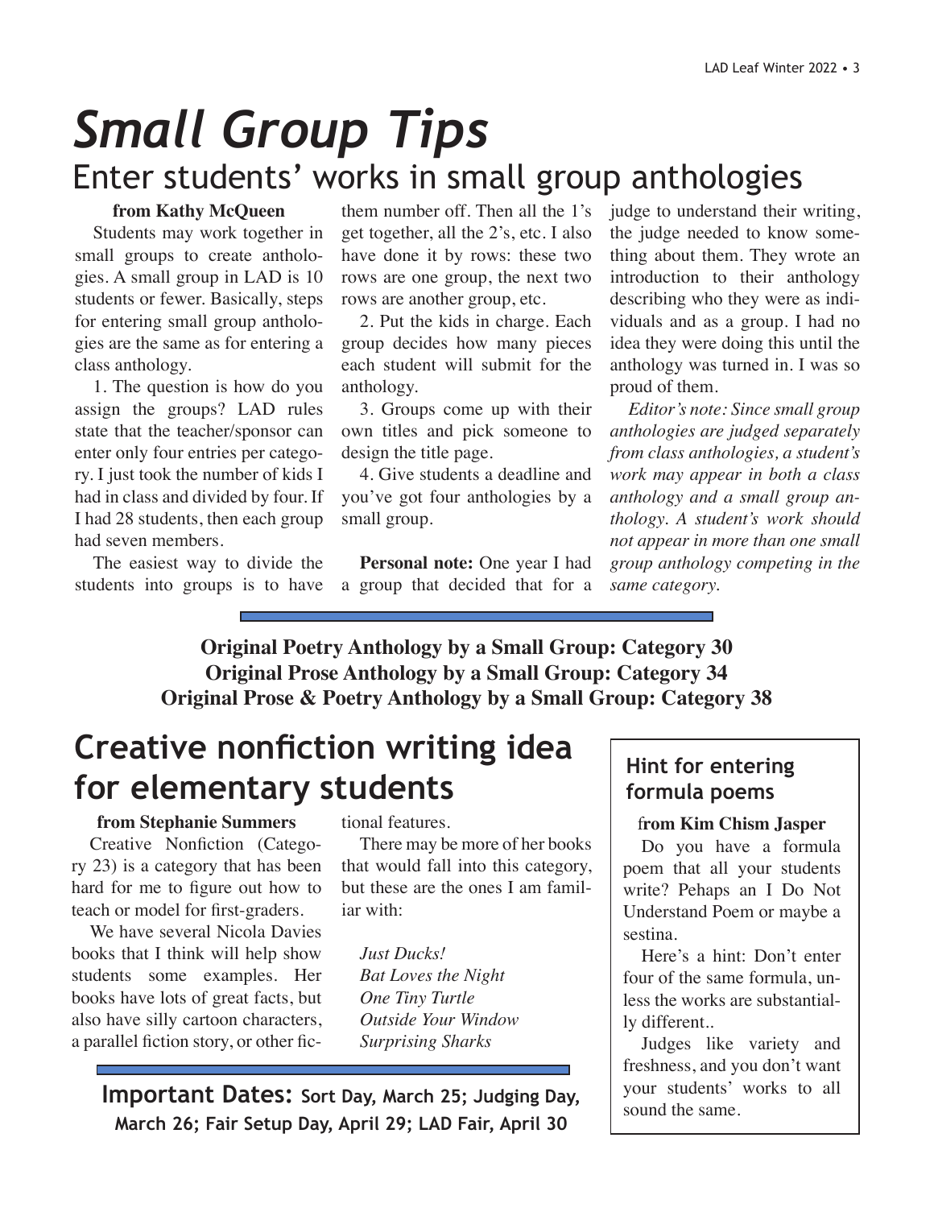# *Small Group Tips*

## Enter students' works in small group anthologies

**from Kathy McQueen**

Students may work together in small groups to create anthologies. A small group in LAD is 10 students or fewer. Basically, steps for entering small group anthologies are the same as for entering a class anthology.

1. The question is how do you assign the groups? LAD rules state that the teacher/sponsor can enter only four entries per category. I just took the number of kids I had in class and divided by four. If I had 28 students, then each group had seven members.

The easiest way to divide the students into groups is to have them number off. Then all the 1's get together, all the 2's, etc. I also have done it by rows: these two rows are one group, the next two rows are another group, etc.

2. Put the kids in charge. Each group decides how many pieces each student will submit for the anthology.

3. Groups come up with their own titles and pick someone to design the title page.

4. Give students a deadline and you've got four anthologies by a small group.

**Personal note:** One year I had a group that decided that for a judge to understand their writing, the judge needed to know something about them. They wrote an introduction to their anthology describing who they were as individuals and as a group. I had no idea they were doing this until the anthology was turned in. I was so proud of them.

*Editor's note: Since small group anthologies are judged separately from class anthologies, a student's work may appear in both a class anthology and a small group anthology. A student's work should not appear in more than one small group anthology competing in the same category.*

---

**Original Poetry Anthology by a Small Group: Category 30**
**Original Prose Anthology by a Small Group: Category 34**
**Original Prose & Poetry Anthology by a Small Group: Category 38**

## Creative nonfiction writing idea for elementary students

**from Stephanie Summers**

Creative Nonfiction (Category 23) is a category that has been hard for me to figure out how to teach or model for first-graders.

We have several Nicola Davies books that I think will help show students some examples. Her books have lots of great facts, but also have silly cartoon characters, a parallel fiction story, or other fictional features.

There may be more of her books that would fall into this category, but these are the ones I am familiar with:

*Just Ducks!*
*Bat Loves the Night*
*One Tiny Turtle*
*Outside Your Window*
*Surprising Sharks*

---

**Important Dates:** **Sort Day, March 25; Judging Day, March 26; Fair Setup Day, April 29; LAD Fair, April 30**

### Hint for entering formula poems

**from Kim Chism Jasper**

Do you have a formula poem that all your students write? Pehaps an I Do Not Understand Poem or maybe a sestina.

Here's a hint: Don't enter four of the same formula, unless the works are substantially different..

Judges like variety and freshness, and you don't want your students' works to all sound the same.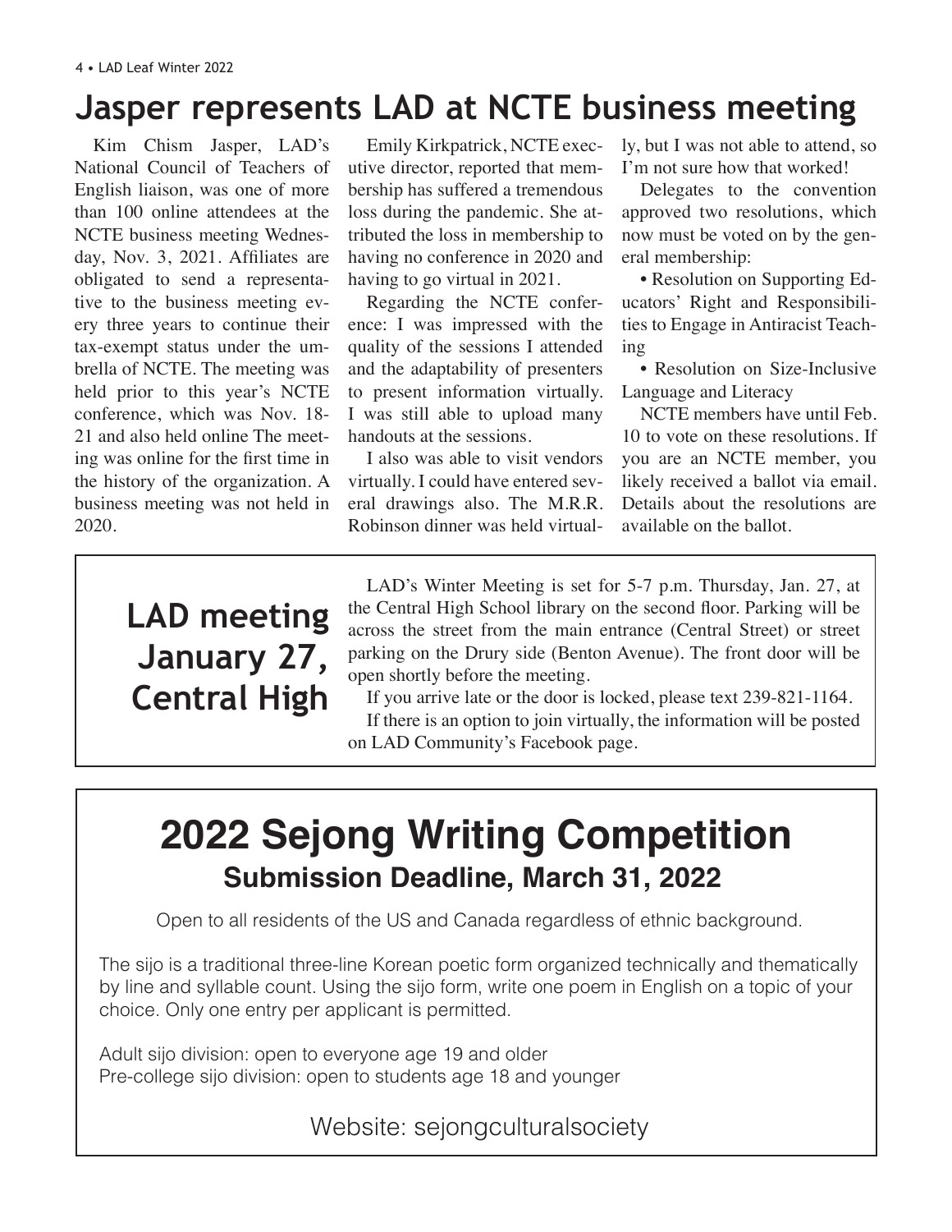# Jasper represents LAD at NCTE business meeting

Kim Chism Jasper, LAD's National Council of Teachers of English liaison, was one of more than 100 online attendees at the NCTE business meeting Wednesday, Nov. 3, 2021. Affiliates are obligated to send a representative to the business meeting every three years to continue their tax-exempt status under the umbrella of NCTE. The meeting was held prior to this year's NCTE conference, which was Nov. 18-21 and also held online The meeting was online for the first time in the history of the organization. A business meeting was not held in 2020.

Emily Kirkpatrick, NCTE executive director, reported that membership has suffered a tremendous loss during the pandemic. She attributed the loss in membership to having no conference in 2020 and having to go virtual in 2021.

Regarding the NCTE conference: I was impressed with the quality of the sessions I attended and the adaptability of presenters to present information virtually. I was still able to upload many handouts at the sessions.

I also was able to visit vendors virtually. I could have entered several drawings also. The M.R.R. Robinson dinner was held virtually, but I was not able to attend, so I'm not sure how that worked!

Delegates to the convention approved two resolutions, which now must be voted on by the general membership:

- Resolution on Supporting Educators' Right and Responsibilities to Engage in Antiracist Teaching
- Resolution on Size-Inclusive Language and Literacy

NCTE members have until Feb. 10 to vote on these resolutions. If you are an NCTE member, you likely received a ballot via email. Details about the resolutions are available on the ballot.

## LAD meeting January 27, Central High

LAD's Winter Meeting is set for 5-7 p.m. Thursday, Jan. 27, at the Central High School library on the second floor. Parking will be across the street from the main entrance (Central Street) or street parking on the Drury side (Benton Avenue). The front door will be open shortly before the meeting.

If you arrive late or the door is locked, please text 239-821-1164.

If there is an option to join virtually, the information will be posted on LAD Community's Facebook page.

## 2022 Sejong Writing Competition

### Submission Deadline, March 31, 2022

Open to all residents of the US and Canada regardless of ethnic background.

The sijo is a traditional three-line Korean poetic form organized technically and thematically by line and syllable count. Using the sijo form, write one poem in English on a topic of your choice. Only one entry per applicant is permitted.

Adult sijo division: open to everyone age 19 and older
Pre-college sijo division: open to students age 18 and younger

Website: sejongculturalsociety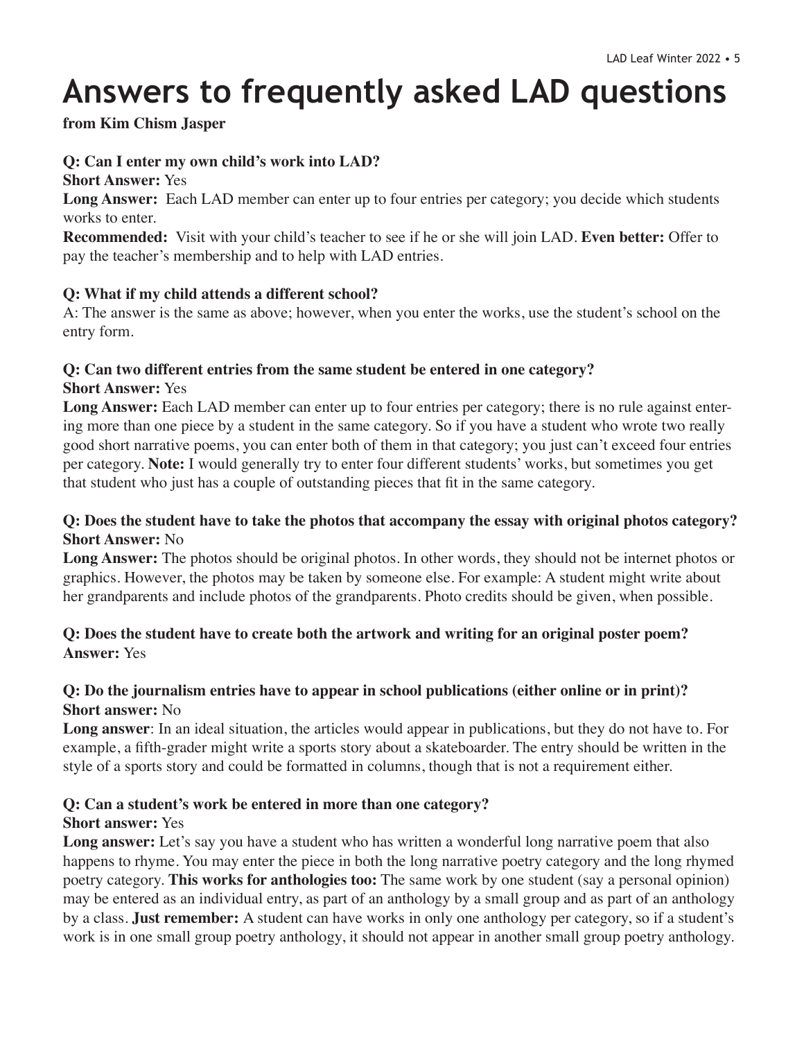# Answers to frequently asked LAD questions

**from Kim Chism Jasper**

**Q: Can I enter my own child's work into LAD?**

**Short Answer:** Yes

**Long Answer:** Each LAD member can enter up to four entries per category; you decide which students works to enter.

**Recommended:** Visit with your child's teacher to see if he or she will join LAD. **Even better:** Offer to pay the teacher's membership and to help with LAD entries.

**Q: What if my child attends a different school?**

A: The answer is the same as above; however, when you enter the works, use the student's school on the entry form.

**Q: Can two different entries from the same student be entered in one category?**

**Short Answer:** Yes

**Long Answer:** Each LAD member can enter up to four entries per category; there is no rule against entering more than one piece by a student in the same category. So if you have a student who wrote two really good short narrative poems, you can enter both of them in that category; you just can't exceed four entries per category. **Note:** I would generally try to enter four different students' works, but sometimes you get that student who just has a couple of outstanding pieces that fit in the same category.

**Q: Does the student have to take the photos that accompany the essay with original photos category?**

**Short Answer:** No

**Long Answer:** The photos should be original photos. In other words, they should not be internet photos or graphics. However, the photos may be taken by someone else. For example: A student might write about her grandparents and include photos of the grandparents. Photo credits should be given, when possible.

**Q: Does the student have to create both the artwork and writing for an original poster poem?**

**Answer:** Yes

**Q: Do the journalism entries have to appear in school publications (either online or in print)?**

**Short answer:** No

**Long answer**: In an ideal situation, the articles would appear in publications, but they do not have to. For example, a fifth-grader might write a sports story about a skateboarder. The entry should be written in the style of a sports story and could be formatted in columns, though that is not a requirement either.

**Q: Can a student's work be entered in more than one category?**

**Short answer:** Yes

**Long answer:** Let's say you have a student who has written a wonderful long narrative poem that also happens to rhyme. You may enter the piece in both the long narrative poetry category and the long rhymed poetry category. **This works for anthologies too:** The same work by one student (say a personal opinion) may be entered as an individual entry, as part of an anthology by a small group and as part of an anthology by a class. **Just remember:** A student can have works in only one anthology per category, so if a student's work is in one small group poetry anthology, it should not appear in another small group poetry anthology.